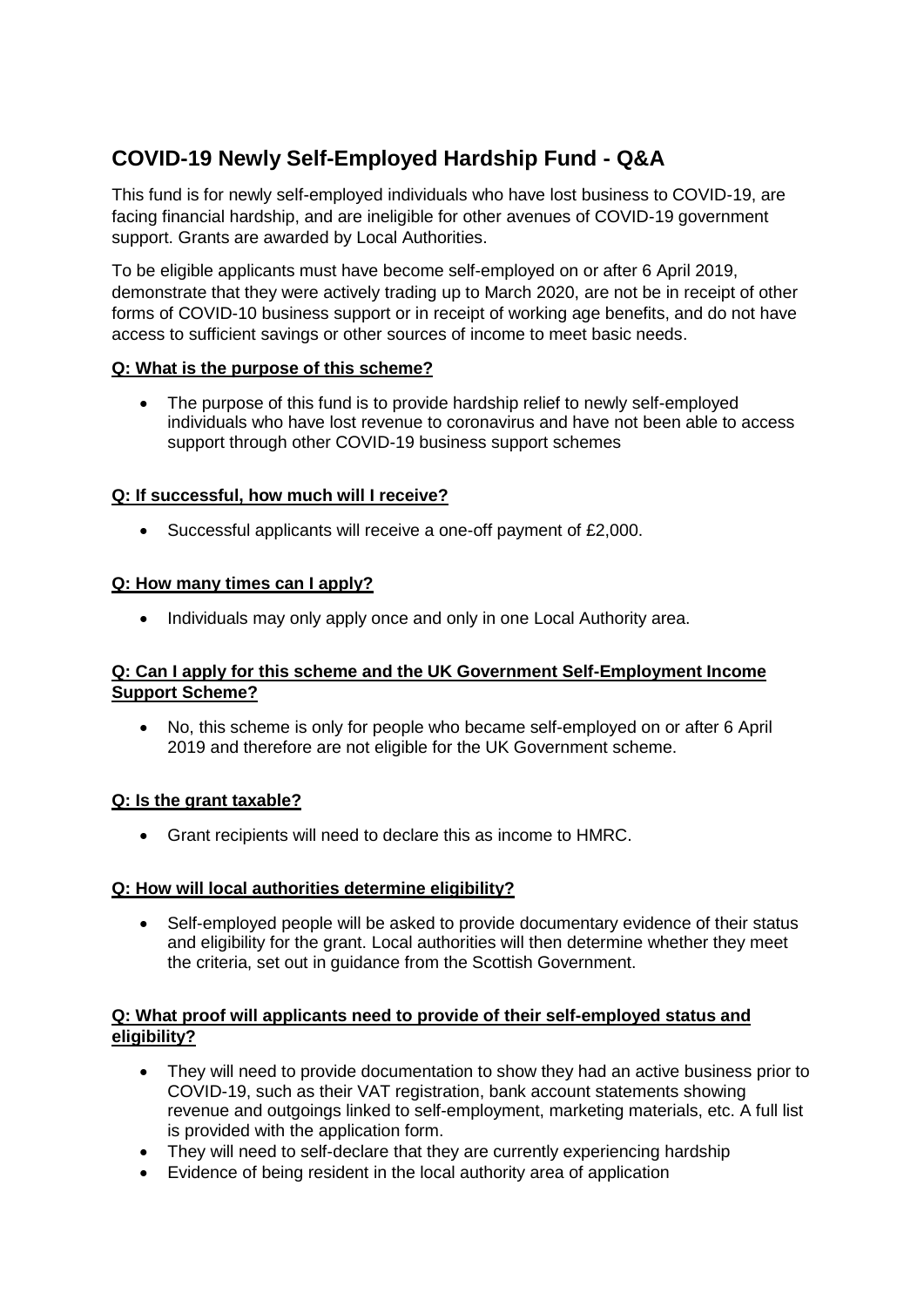# COVID-19 Newly Self-Employed Hardship Fund - Q&A

This fund is for newly self-employed individuals who have lost business to COVID-19, are facing financial hardship, and are ineligible for other avenues of COVID-19 government support. Grants are awarded by Local Authorities.

To be eligible applicants must have become self-employed on or after 6 April 2019, demonstrate that they were actively trading up to March 2020, are not be in receipt of other forms of COVID-10 business support or in receipt of working age benefits, and do not have access to sufficient savings or other sources of income to meet basic needs.

**Q: What is the purpose of this scheme?**

- The purpose of this fund is to provide hardship relief to newly self-employed individuals who have lost revenue to coronavirus and have not been able to access support through other COVID-19 business support schemes

**Q: If successful, how much will I receive?**

- Successful applicants will receive a one-off payment of £2,000.

**Q: How many times can I apply?**

- Individuals may only apply once and only in one Local Authority area.

**Q: Can I apply for this scheme and the UK Government Self-Employment Income Support Scheme?**

- No, this scheme is only for people who became self-employed on or after 6 April 2019 and therefore are not eligible for the UK Government scheme.

**Q: Is the grant taxable?**

- Grant recipients will need to declare this as income to HMRC.

**Q: How will local authorities determine eligibility?**

- Self-employed people will be asked to provide documentary evidence of their status and eligibility for the grant. Local authorities will then determine whether they meet the criteria, set out in guidance from the Scottish Government.

**Q: What proof will applicants need to provide of their self-employed status and eligibility?**

- They will need to provide documentation to show they had an active business prior to COVID-19, such as their VAT registration, bank account statements showing revenue and outgoings linked to self-employment, marketing materials, etc. A full list is provided with the application form.
- They will need to self-declare that they are currently experiencing hardship
- Evidence of being resident in the local authority area of application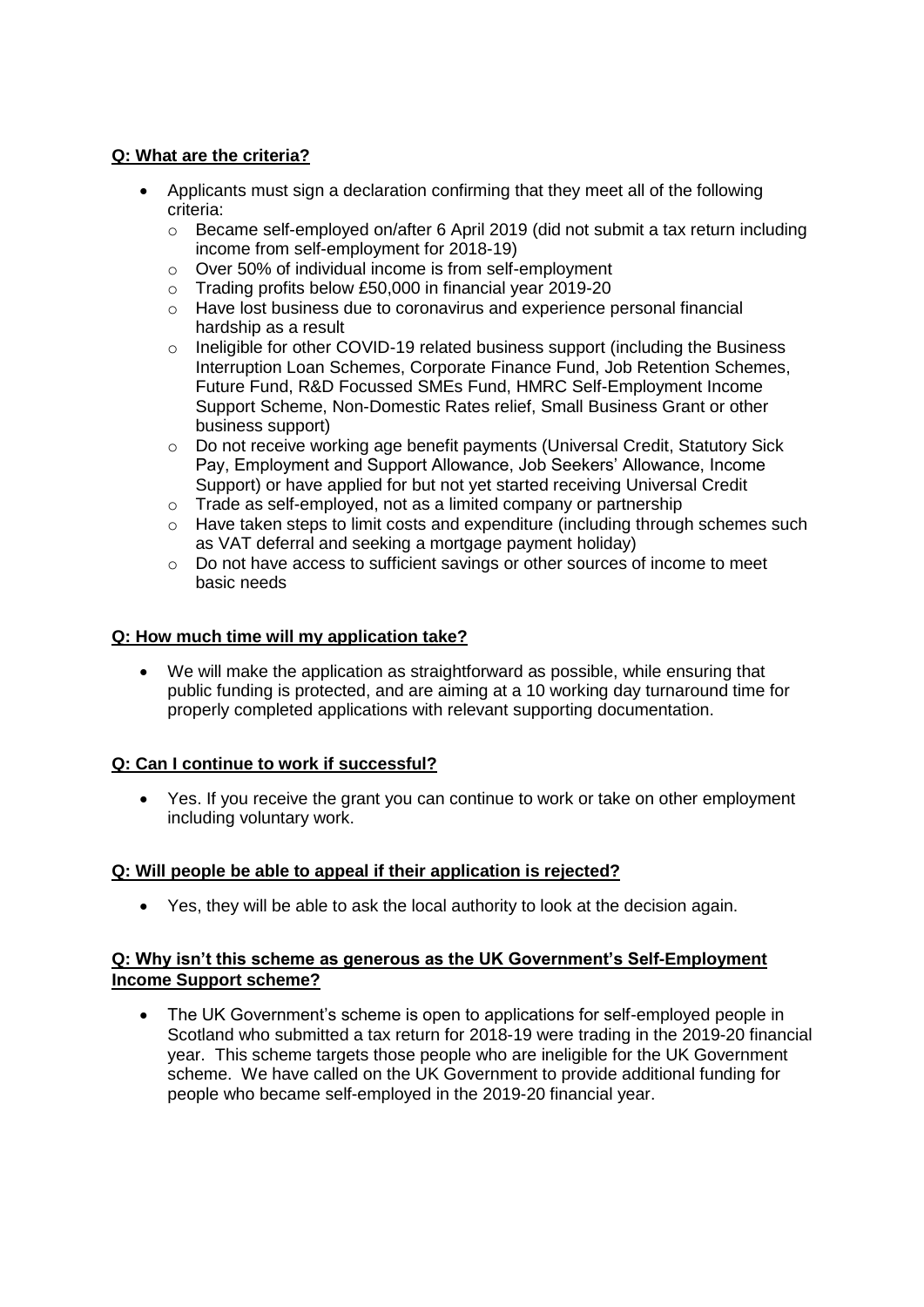**Q: What are the criteria?**

- Applicants must sign a declaration confirming that they meet all of the following criteria:
  - Became self-employed on/after 6 April 2019 (did not submit a tax return including income from self-employment for 2018-19)
  - Over 50% of individual income is from self-employment
  - Trading profits below £50,000 in financial year 2019-20
  - Have lost business due to coronavirus and experience personal financial hardship as a result
  - Ineligible for other COVID-19 related business support (including the Business Interruption Loan Schemes, Corporate Finance Fund, Job Retention Schemes, Future Fund, R&D Focussed SMEs Fund, HMRC Self-Employment Income Support Scheme, Non-Domestic Rates relief, Small Business Grant or other business support)
  - Do not receive working age benefit payments (Universal Credit, Statutory Sick Pay, Employment and Support Allowance, Job Seekers' Allowance, Income Support) or have applied for but not yet started receiving Universal Credit
  - Trade as self-employed, not as a limited company or partnership
  - Have taken steps to limit costs and expenditure (including through schemes such as VAT deferral and seeking a mortgage payment holiday)
  - Do not have access to sufficient savings or other sources of income to meet basic needs

**Q: How much time will my application take?**

- We will make the application as straightforward as possible, while ensuring that public funding is protected, and are aiming at a 10 working day turnaround time for properly completed applications with relevant supporting documentation.

**Q: Can I continue to work if successful?**

- Yes. If you receive the grant you can continue to work or take on other employment including voluntary work.

**Q: Will people be able to appeal if their application is rejected?**

- Yes, they will be able to ask the local authority to look at the decision again.

**Q: Why isn't this scheme as generous as the UK Government's Self-Employment Income Support scheme?**

- The UK Government's scheme is open to applications for self-employed people in Scotland who submitted a tax return for 2018-19 were trading in the 2019-20 financial year. This scheme targets those people who are ineligible for the UK Government scheme. We have called on the UK Government to provide additional funding for people who became self-employed in the 2019-20 financial year.